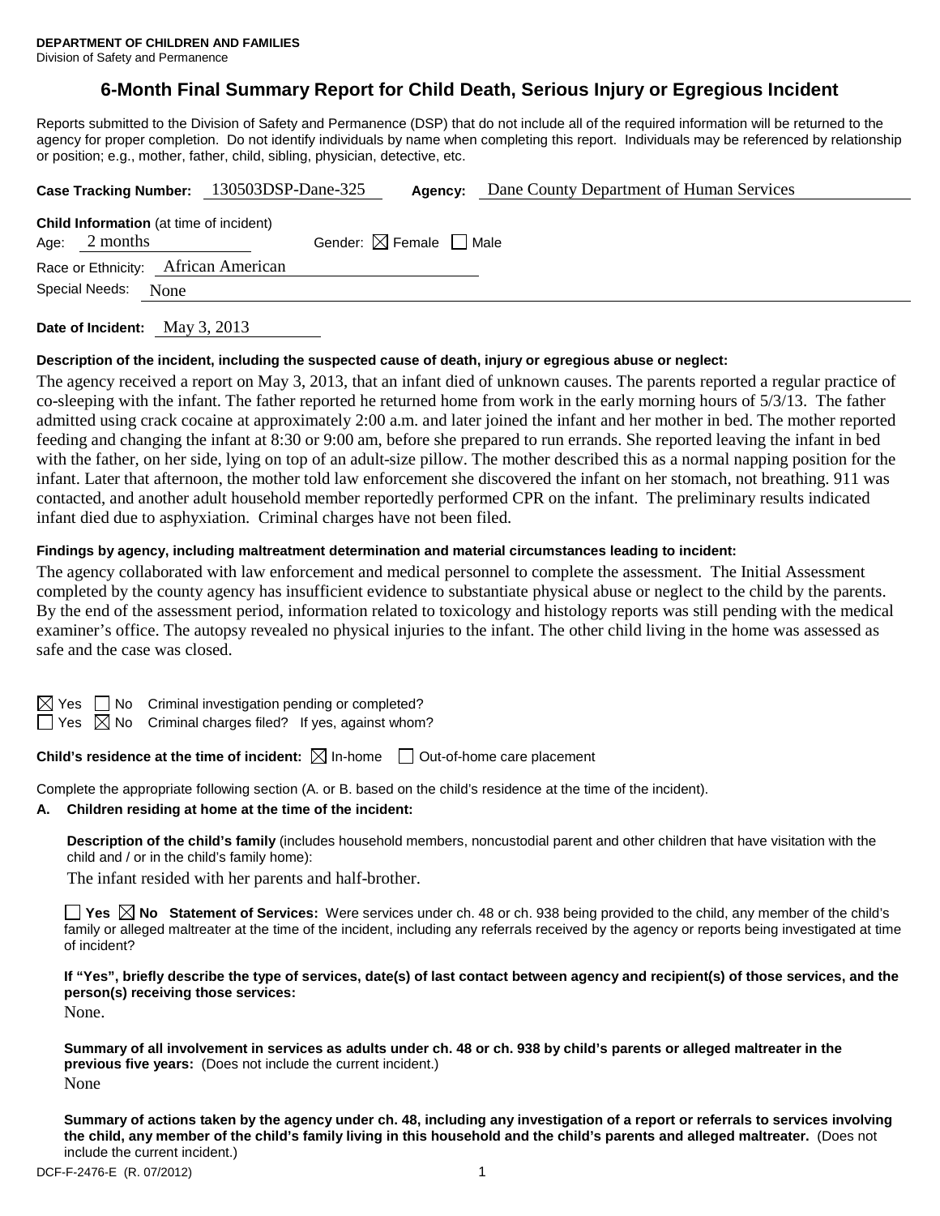**DEPARTMENT OF CHILDREN AND FAMILIES**
Division of Safety and Permanence

# 6-Month Final Summary Report for Child Death, Serious Injury or Egregious Incident

Reports submitted to the Division of Safety and Permanence (DSP) that do not include all of the required information will be returned to the agency for proper completion. Do not identify individuals by name when completing this report. Individuals may be referenced by relationship or position; e.g., mother, father, child, sibling, physician, detective, etc.

**Case Tracking Number:** 130503DSP-Dane-325 **Agency:** Dane County Department of Human Services

**Child Information** (at time of incident)
Age: 2 months Gender: ☒ Female ☐ Male
Race or Ethnicity: African American
Special Needs: None

**Date of Incident:** May 3, 2013

**Description of the incident, including the suspected cause of death, injury or egregious abuse or neglect:**

The agency received a report on May 3, 2013, that an infant died of unknown causes. The parents reported a regular practice of co-sleeping with the infant. The father reported he returned home from work in the early morning hours of 5/3/13. The father admitted using crack cocaine at approximately 2:00 a.m. and later joined the infant and her mother in bed. The mother reported feeding and changing the infant at 8:30 or 9:00 am, before she prepared to run errands. She reported leaving the infant in bed with the father, on her side, lying on top of an adult-size pillow. The mother described this as a normal napping position for the infant. Later that afternoon, the mother told law enforcement she discovered the infant on her stomach, not breathing. 911 was contacted, and another adult household member reportedly performed CPR on the infant. The preliminary results indicated infant died due to asphyxiation. Criminal charges have not been filed.

**Findings by agency, including maltreatment determination and material circumstances leading to incident:**

The agency collaborated with law enforcement and medical personnel to complete the assessment. The Initial Assessment completed by the county agency has insufficient evidence to substantiate physical abuse or neglect to the child by the parents. By the end of the assessment period, information related to toxicology and histology reports was still pending with the medical examiner's office. The autopsy revealed no physical injuries to the infant. The other child living in the home was assessed as safe and the case was closed.

☒ Yes ☐ No Criminal investigation pending or completed?
☐ Yes ☒ No Criminal charges filed? If yes, against whom?

**Child's residence at the time of incident:** ☒ In-home ☐ Out-of-home care placement

Complete the appropriate following section (A. or B. based on the child's residence at the time of the incident).

**A. Children residing at home at the time of the incident:**

**Description of the child's family** (includes household members, noncustodial parent and other children that have visitation with the child and / or in the child's family home):

The infant resided with her parents and half-brother.

☐ **Yes** ☒ **No Statement of Services:** Were services under ch. 48 or ch. 938 being provided to the child, any member of the child's family or alleged maltreater at the time of the incident, including any referrals received by the agency or reports being investigated at time of incident?

**If "Yes", briefly describe the type of services, date(s) of last contact between agency and recipient(s) of those services, and the person(s) receiving those services:**

None.

**Summary of all involvement in services as adults under ch. 48 or ch. 938 by child's parents or alleged maltreater in the previous five years:** (Does not include the current incident.)

None

**Summary of actions taken by the agency under ch. 48, including any investigation of a report or referrals to services involving the child, any member of the child's family living in this household and the child's parents and alleged maltreater.** (Does not include the current incident.)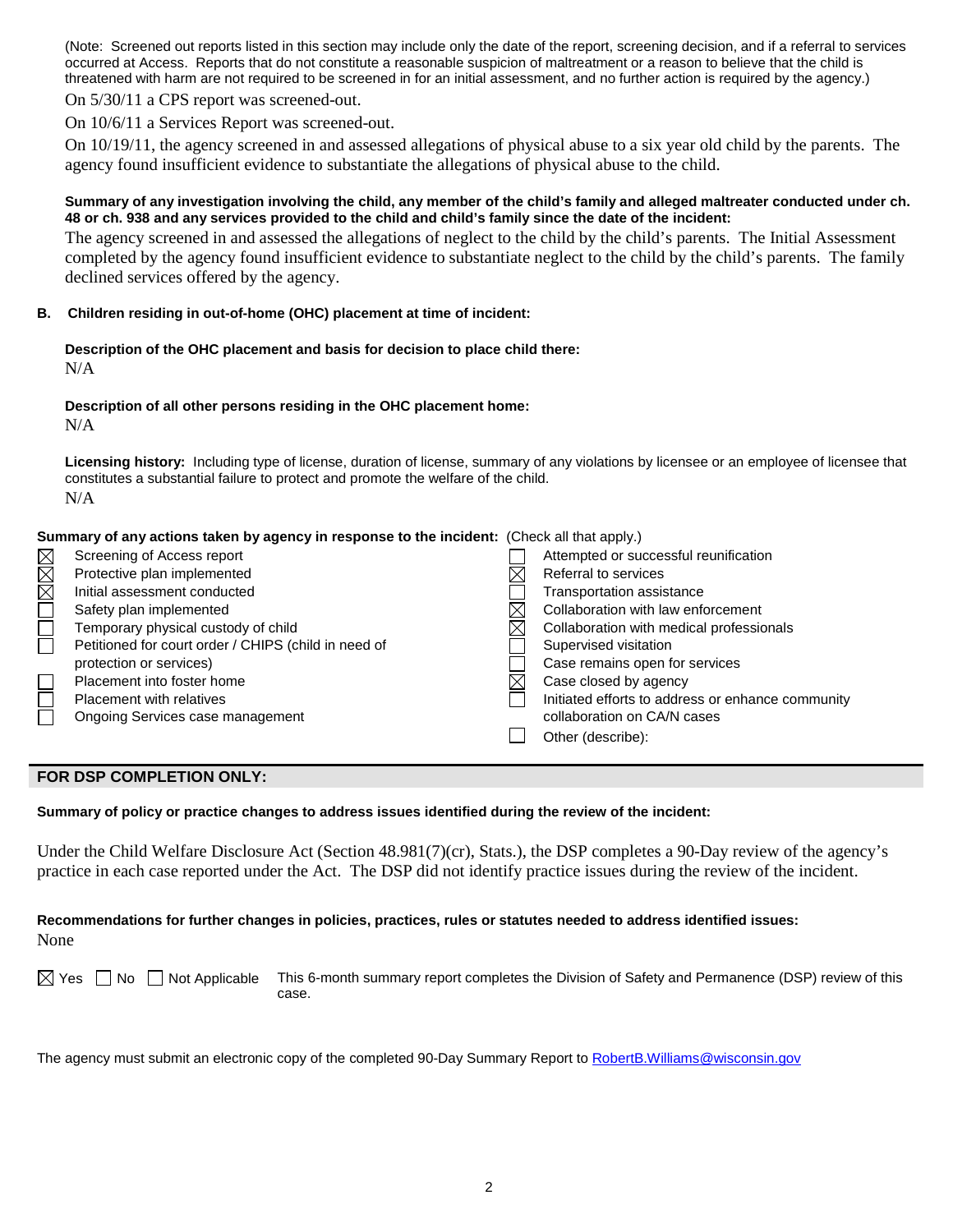(Note: Screened out reports listed in this section may include only the date of the report, screening decision, and if a referral to services occurred at Access. Reports that do not constitute a reasonable suspicion of maltreatment or a reason to believe that the child is threatened with harm are not required to be screened in for an initial assessment, and no further action is required by the agency.)

On 5/30/11 a CPS report was screened-out.

On 10/6/11 a Services Report was screened-out.

On 10/19/11, the agency screened in and assessed allegations of physical abuse to a six year old child by the parents. The agency found insufficient evidence to substantiate the allegations of physical abuse to the child.

**Summary of any investigation involving the child, any member of the child's family and alleged maltreater conducted under ch. 48 or ch. 938 and any services provided to the child and child's family since the date of the incident:**

The agency screened in and assessed the allegations of neglect to the child by the child's parents. The Initial Assessment completed by the agency found insufficient evidence to substantiate neglect to the child by the child's parents. The family declined services offered by the agency.

**B. Children residing in out-of-home (OHC) placement at time of incident:**

**Description of the OHC placement and basis for decision to place child there:**

N/A

**Description of all other persons residing in the OHC placement home:**

N/A

**Licensing history:** Including type of license, duration of license, summary of any violations by licensee or an employee of licensee that constitutes a substantial failure to protect and promote the welfare of the child.

N/A

**Summary of any actions taken by agency in response to the incident:** (Check all that apply.)

- ☒ Screening of Access report
- ☒ Protective plan implemented
- ☒ Initial assessment conducted
- ☐ Safety plan implemented
- ☐ Temporary physical custody of child
- ☐ Petitioned for court order / CHIPS (child in need of protection or services)
- ☐ Placement into foster home
- ☐ Placement with relatives
- ☐ Ongoing Services case management
- ☐ Attempted or successful reunification
- ☒ Referral to services
- ☐ Transportation assistance
- ☒ Collaboration with law enforcement
- ☒ Collaboration with medical professionals
- ☐ Supervised visitation
- ☐ Case remains open for services
- ☒ Case closed by agency
- ☐ Initiated efforts to address or enhance community collaboration on CA/N cases
- ☐ Other (describe):

## FOR DSP COMPLETION ONLY:

**Summary of policy or practice changes to address issues identified during the review of the incident:**

Under the Child Welfare Disclosure Act (Section 48.981(7)(cr), Stats.), the DSP completes a 90-Day review of the agency's practice in each case reported under the Act. The DSP did not identify practice issues during the review of the incident.

**Recommendations for further changes in policies, practices, rules or statutes needed to address identified issues:**

None

☒ Yes ☐ No ☐ Not Applicable This 6-month summary report completes the Division of Safety and Permanence (DSP) review of this case.

The agency must submit an electronic copy of the completed 90-Day Summary Report to RobertB.Williams@wisconsin.gov